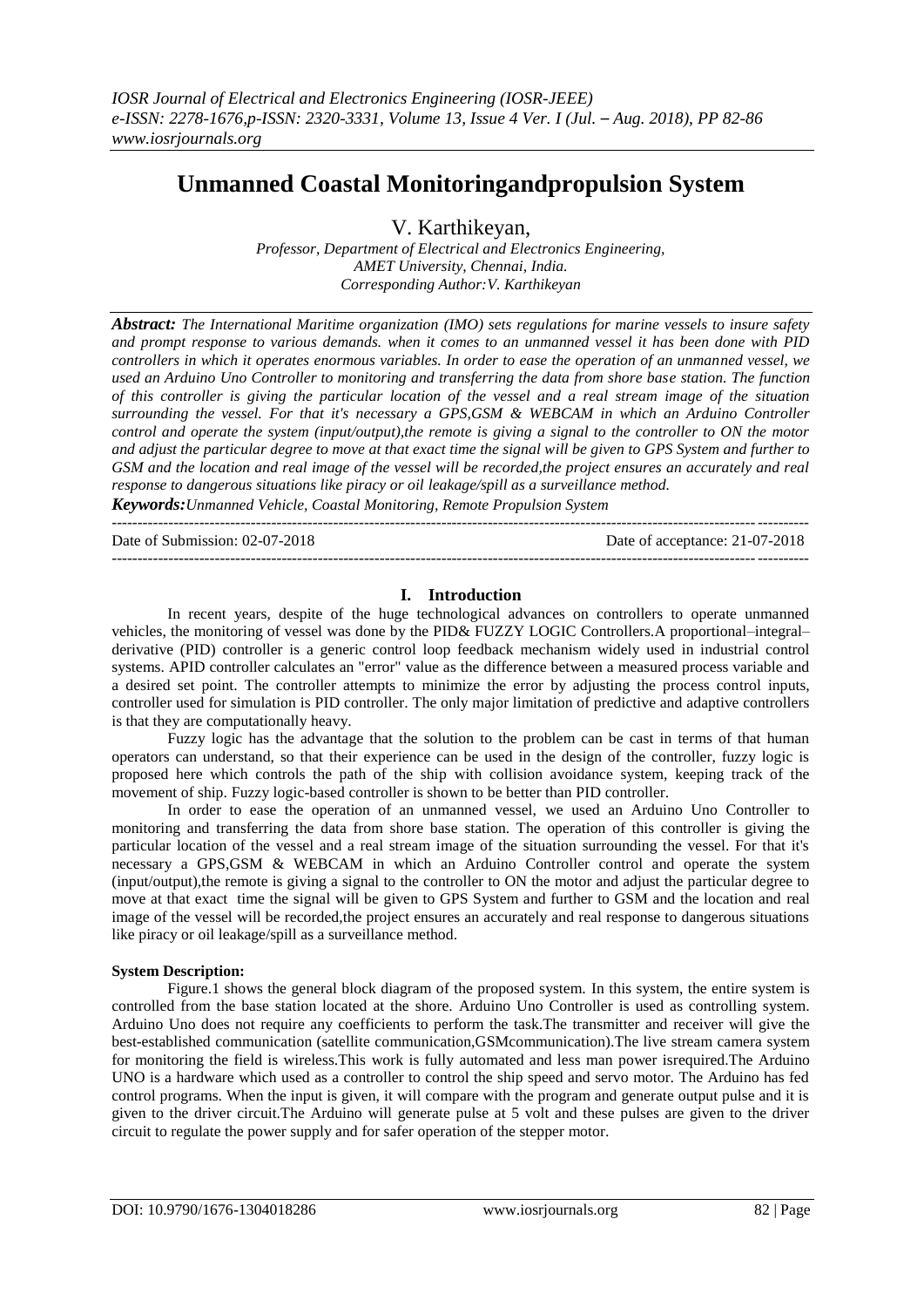# Unmanned Coastal Monitoringandpropulsion System

V. Karthikeyan,

*Professor, Department of Electrical and Electronics Engineering, AMET University, Chennai, India.*
*Corresponding Author:V. Karthikeyan*

***Abstract:*** *The International Maritime organization (IMO) sets regulations for marine vessels to insure safety and prompt response to various demands. when it comes to an unmanned vessel it has been done with PID controllers in which it operates enormous variables. In order to ease the operation of an unmanned vessel, we used an Arduino Uno Controller to monitoring and transferring the data from shore base station. The function of this controller is giving the particular location of the vessel and a real stream image of the situation surrounding the vessel. For that it's necessary a GPS,GSM & WEBCAM in which an Arduino Controller control and operate the system (input/output),the remote is giving a signal to the controller to ON the motor and adjust the particular degree to move at that exact time the signal will be given to GPS System and further to GSM and the location and real image of the vessel will be recorded,the project ensures an accurately and real response to dangerous situations like piracy or oil leakage/spill as a surveillance method.*

***Keywords:*** *Unmanned Vehicle, Coastal Monitoring, Remote Propulsion System*

Date of Submission: 02-07-2018 Date of acceptance: 21-07-2018

## I. Introduction

In recent years, despite of the huge technological advances on controllers to operate unmanned vehicles, the monitoring of vessel was done by the PID& FUZZY LOGIC Controllers.A proportional–integral–derivative (PID) controller is a generic control loop feedback mechanism widely used in industrial control systems. APID controller calculates an "error" value as the difference between a measured process variable and a desired set point. The controller attempts to minimize the error by adjusting the process control inputs, controller used for simulation is PID controller. The only major limitation of predictive and adaptive controllers is that they are computationally heavy.

Fuzzy logic has the advantage that the solution to the problem can be cast in terms of that human operators can understand, so that their experience can be used in the design of the controller, fuzzy logic is proposed here which controls the path of the ship with collision avoidance system, keeping track of the movement of ship. Fuzzy logic-based controller is shown to be better than PID controller.

In order to ease the operation of an unmanned vessel, we used an Arduino Uno Controller to monitoring and transferring the data from shore base station. The operation of this controller is giving the particular location of the vessel and a real stream image of the situation surrounding the vessel. For that it's necessary a GPS,GSM & WEBCAM in which an Arduino Controller control and operate the system (input/output),the remote is giving a signal to the controller to ON the motor and adjust the particular degree to move at that exact time the signal will be given to GPS System and further to GSM and the location and real image of the vessel will be recorded,the project ensures an accurately and real response to dangerous situations like piracy or oil leakage/spill as a surveillance method.

**System Description:**

Figure.1 shows the general block diagram of the proposed system. In this system, the entire system is controlled from the base station located at the shore. Arduino Uno Controller is used as controlling system. Arduino Uno does not require any coefficients to perform the task.The transmitter and receiver will give the best-established communication (satellite communication,GSMcommunication).The live stream camera system for monitoring the field is wireless.This work is fully automated and less man power isrequired.The Arduino UNO is a hardware which used as a controller to control the ship speed and servo motor. The Arduino has fed control programs. When the input is given, it will compare with the program and generate output pulse and it is given to the driver circuit.The Arduino will generate pulse at 5 volt and these pulses are given to the driver circuit to regulate the power supply and for safer operation of the stepper motor.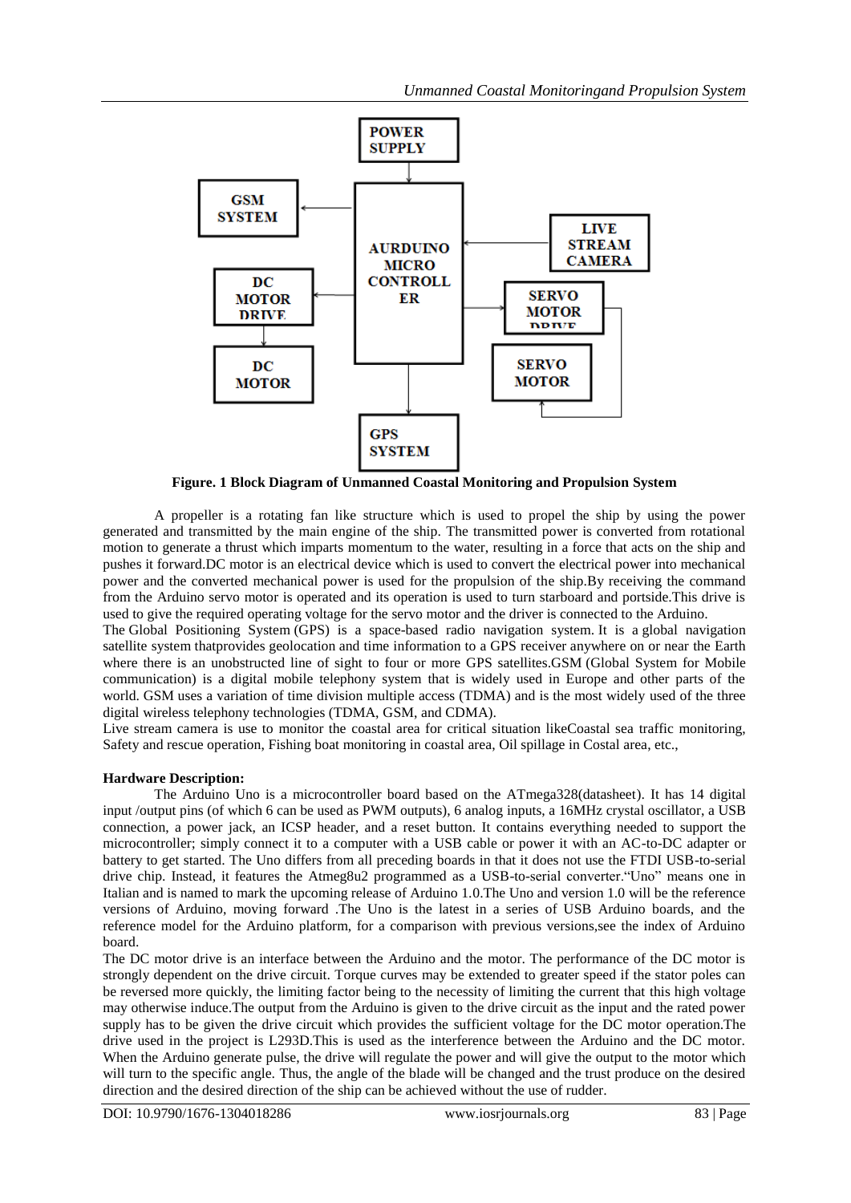**Figure. 1 Block Diagram of Unmanned Coastal Monitoring and Propulsion System**

A propeller is a rotating fan like structure which is used to propel the ship by using the power generated and transmitted by the main engine of the ship. The transmitted power is converted from rotational motion to generate a thrust which imparts momentum to the water, resulting in a force that acts on the ship and pushes it forward.DC motor is an electrical device which is used to convert the electrical power into mechanical power and the converted mechanical power is used for the propulsion of the ship.By receiving the command from the Arduino servo motor is operated and its operation is used to turn starboard and portside.This drive is used to give the required operating voltage for the servo motor and the driver is connected to the Arduino.

The Global Positioning System (GPS) is a space-based radio navigation system. It is a global navigation satellite system thatprovides geolocation and time information to a GPS receiver anywhere on or near the Earth where there is an unobstructed line of sight to four or more GPS satellites.GSM (Global System for Mobile communication) is a digital mobile telephony system that is widely used in Europe and other parts of the world. GSM uses a variation of time division multiple access (TDMA) and is the most widely used of the three digital wireless telephony technologies (TDMA, GSM, and CDMA).

Live stream camera is use to monitor the coastal area for critical situation likeCoastal sea traffic monitoring, Safety and rescue operation, Fishing boat monitoring in coastal area, Oil spillage in Costal area, etc.,

**Hardware Description:**

The Arduino Uno is a microcontroller board based on the ATmega328(datasheet). It has 14 digital input /output pins (of which 6 can be used as PWM outputs), 6 analog inputs, a 16MHz crystal oscillator, a USB connection, a power jack, an ICSP header, and a reset button. It contains everything needed to support the microcontroller; simply connect it to a computer with a USB cable or power it with an AC-to-DC adapter or battery to get started. The Uno differs from all preceding boards in that it does not use the FTDI USB-to-serial drive chip. Instead, it features the Atmeg8u2 programmed as a USB-to-serial converter."Uno" means one in Italian and is named to mark the upcoming release of Arduino 1.0.The Uno and version 1.0 will be the reference versions of Arduino, moving forward .The Uno is the latest in a series of USB Arduino boards, and the reference model for the Arduino platform, for a comparison with previous versions,see the index of Arduino board.

The DC motor drive is an interface between the Arduino and the motor. The performance of the DC motor is strongly dependent on the drive circuit. Torque curves may be extended to greater speed if the stator poles can be reversed more quickly, the limiting factor being to the necessity of limiting the current that this high voltage may otherwise induce.The output from the Arduino is given to the drive circuit as the input and the rated power supply has to be given the drive circuit which provides the sufficient voltage for the DC motor operation.The drive used in the project is L293D.This is used as the interference between the Arduino and the DC motor. When the Arduino generate pulse, the drive will regulate the power and will give the output to the motor which will turn to the specific angle. Thus, the angle of the blade will be changed and the trust produce on the desired direction and the desired direction of the ship can be achieved without the use of rudder.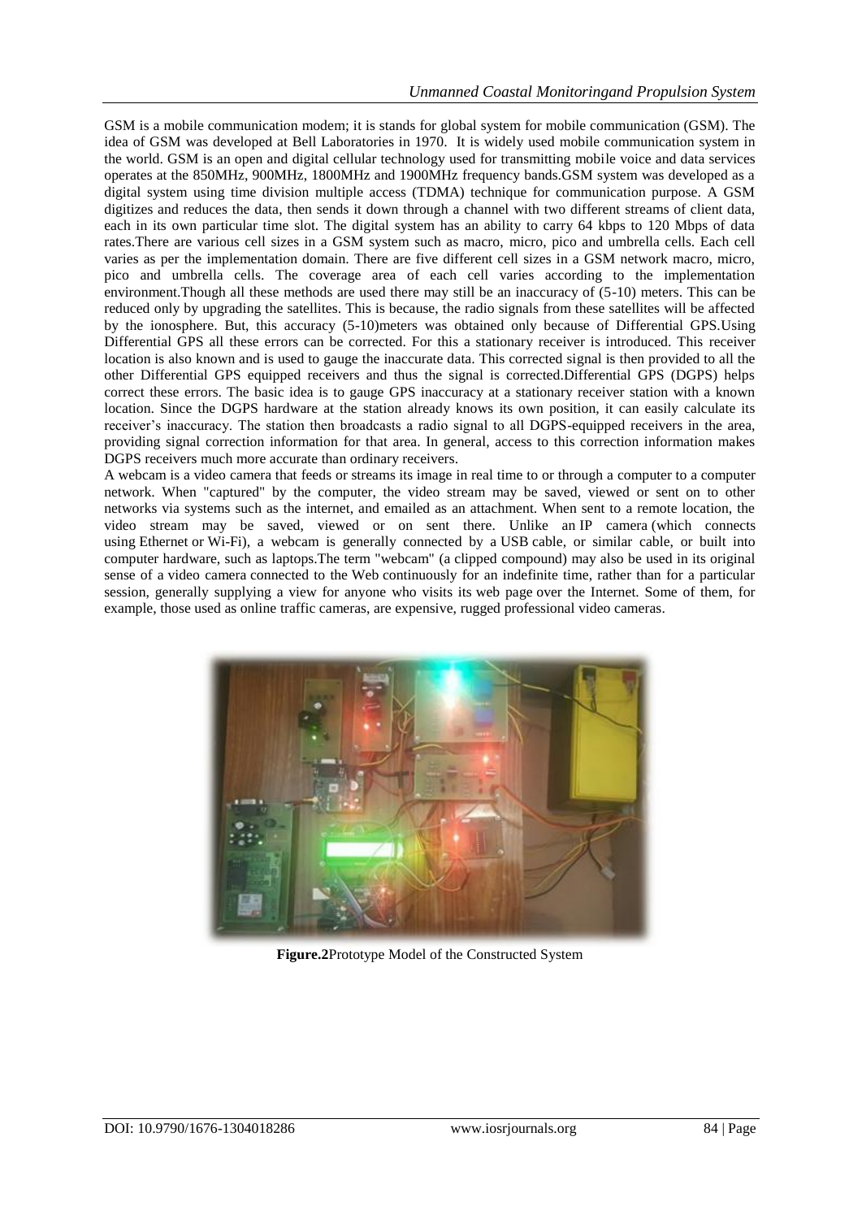GSM is a mobile communication modem; it is stands for global system for mobile communication (GSM). The idea of GSM was developed at Bell Laboratories in 1970. It is widely used mobile communication system in the world. GSM is an open and digital cellular technology used for transmitting mobile voice and data services operates at the 850MHz, 900MHz, 1800MHz and 1900MHz frequency bands.GSM system was developed as a digital system using time division multiple access (TDMA) technique for communication purpose. A GSM digitizes and reduces the data, then sends it down through a channel with two different streams of client data, each in its own particular time slot. The digital system has an ability to carry 64 kbps to 120 Mbps of data rates.There are various cell sizes in a GSM system such as macro, micro, pico and umbrella cells. Each cell varies as per the implementation domain. There are five different cell sizes in a GSM network macro, micro, pico and umbrella cells. The coverage area of each cell varies according to the implementation environment.Though all these methods are used there may still be an inaccuracy of (5-10) meters. This can be reduced only by upgrading the satellites. This is because, the radio signals from these satellites will be affected by the ionosphere. But, this accuracy (5-10)meters was obtained only because of Differential GPS.Using Differential GPS all these errors can be corrected. For this a stationary receiver is introduced. This receiver location is also known and is used to gauge the inaccurate data. This corrected signal is then provided to all the other Differential GPS equipped receivers and thus the signal is corrected.Differential GPS (DGPS) helps correct these errors. The basic idea is to gauge GPS inaccuracy at a stationary receiver station with a known location. Since the DGPS hardware at the station already knows its own position, it can easily calculate its receiver's inaccuracy. The station then broadcasts a radio signal to all DGPS-equipped receivers in the area, providing signal correction information for that area. In general, access to this correction information makes DGPS receivers much more accurate than ordinary receivers.

A webcam is a video camera that feeds or streams its image in real time to or through a computer to a computer network. When "captured" by the computer, the video stream may be saved, viewed or sent on to other networks via systems such as the internet, and emailed as an attachment. When sent to a remote location, the video stream may be saved, viewed or on sent there. Unlike an IP camera (which connects using Ethernet or Wi-Fi), a webcam is generally connected by a USB cable, or similar cable, or built into computer hardware, such as laptops.The term "webcam" (a clipped compound) may also be used in its original sense of a video camera connected to the Web continuously for an indefinite time, rather than for a particular session, generally supplying a view for anyone who visits its web page over the Internet. Some of them, for example, those used as online traffic cameras, are expensive, rugged professional video cameras.

**Figure.2**Prototype Model of the Constructed System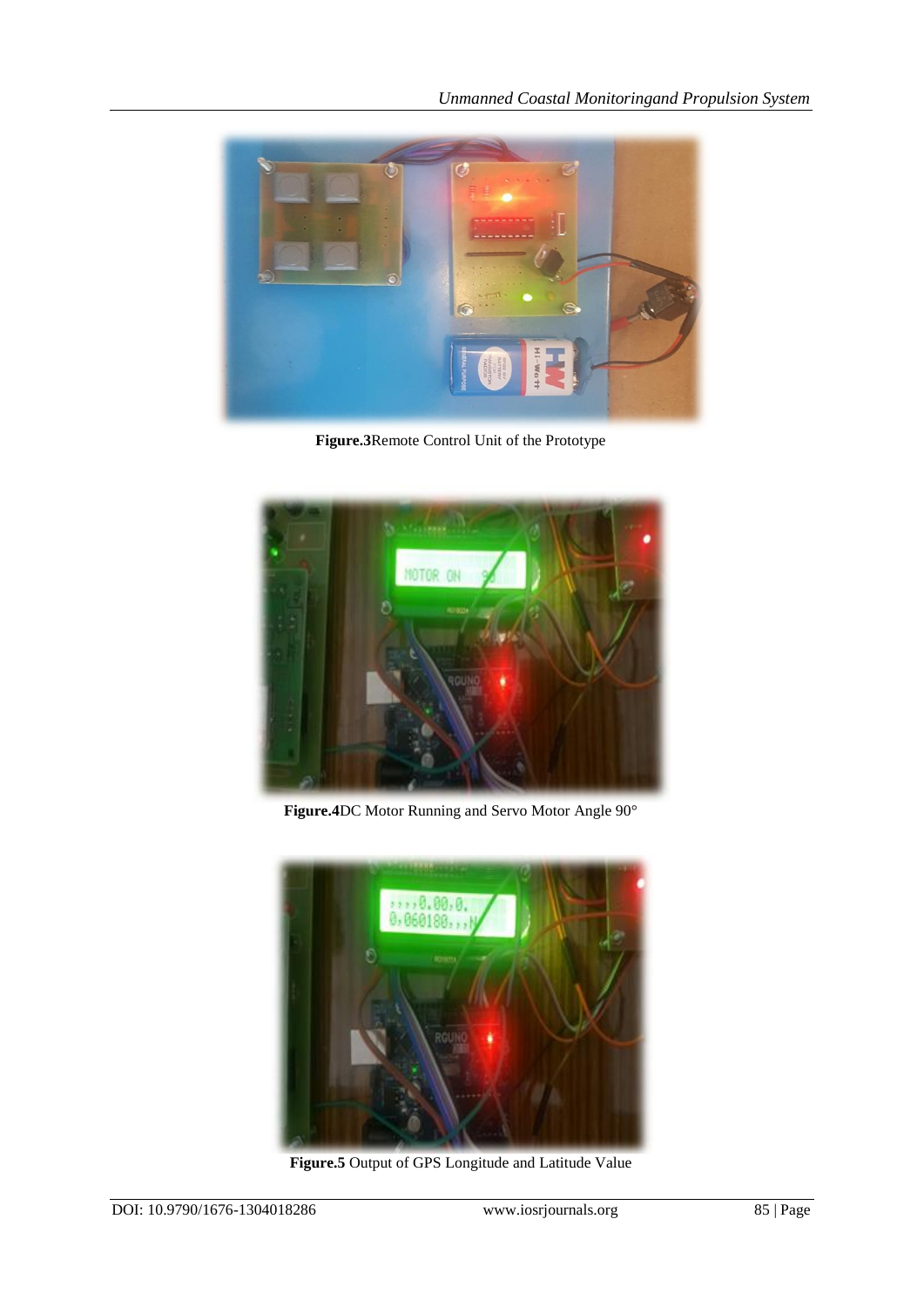**Figure.3**Remote Control Unit of the Prototype

**Figure.4**DC Motor Running and Servo Motor Angle 90°

**Figure.5** Output of GPS Longitude and Latitude Value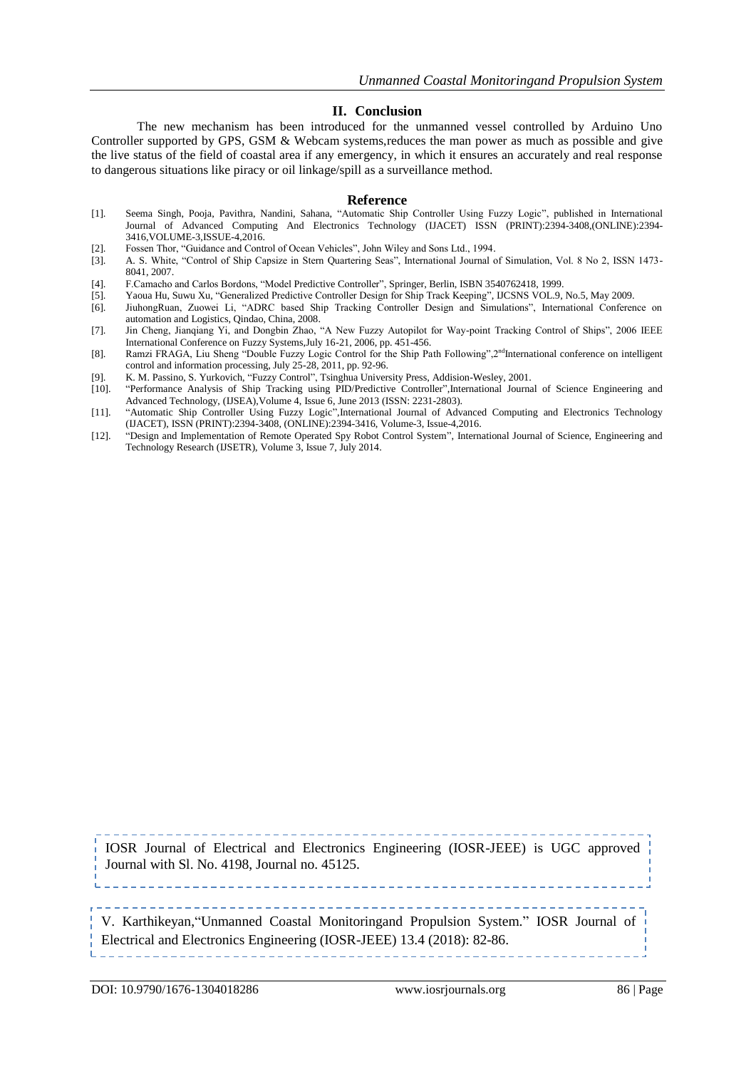## II. Conclusion

The new mechanism has been introduced for the unmanned vessel controlled by Arduino Uno Controller supported by GPS, GSM & Webcam systems,reduces the man power as much as possible and give the live status of the field of coastal area if any emergency, in which it ensures an accurately and real response to dangerous situations like piracy or oil linkage/spill as a surveillance method.

## Reference

[1]. Seema Singh, Pooja, Pavithra, Nandini, Sahana, "Automatic Ship Controller Using Fuzzy Logic", published in International Journal of Advanced Computing And Electronics Technology (IJACET) ISSN (PRINT):2394-3408,(ONLINE):2394-3416,VOLUME-3,ISSUE-4,2016.

[2]. Fossen Thor, "Guidance and Control of Ocean Vehicles", John Wiley and Sons Ltd., 1994.

[3]. A. S. White, "Control of Ship Capsize in Stern Quartering Seas", International Journal of Simulation, Vol. 8 No 2, ISSN 1473-8041, 2007.

[4]. F.Camacho and Carlos Bordons, "Model Predictive Controller", Springer, Berlin, ISBN 3540762418, 1999.

[5]. Yaoua Hu, Suwu Xu, "Generalized Predictive Controller Design for Ship Track Keeping", IJCSNS VOL.9, No.5, May 2009.

[6]. JiuhongRuan, Zuowei Li, "ADRC based Ship Tracking Controller Design and Simulations", International Conference on automation and Logistics, Qindao, China, 2008.

[7]. Jin Cheng, Jianqiang Yi, and Dongbin Zhao, "A New Fuzzy Autopilot for Way-point Tracking Control of Ships", 2006 IEEE International Conference on Fuzzy Systems,July 16-21, 2006, pp. 451-456.

[8]. Ramzi FRAGA, Liu Sheng "Double Fuzzy Logic Control for the Ship Path Following",2ndInternational conference on intelligent control and information processing, July 25-28, 2011, pp. 92-96.

[9]. K. M. Passino, S. Yurkovich, "Fuzzy Control", Tsinghua University Press, Addision-Wesley, 2001.

[10]. "Performance Analysis of Ship Tracking using PID/Predictive Controller",International Journal of Science Engineering and Advanced Technology, (IJSEA),Volume 4, Issue 6, June 2013 (ISSN: 2231-2803).

[11]. "Automatic Ship Controller Using Fuzzy Logic",International Journal of Advanced Computing and Electronics Technology (IJACET), ISSN (PRINT):2394-3408, (ONLINE):2394-3416, Volume-3, Issue-4,2016.

[12]. "Design and Implementation of Remote Operated Spy Robot Control System", International Journal of Science, Engineering and Technology Research (IJSETR), Volume 3, Issue 7, July 2014.

IOSR Journal of Electrical and Electronics Engineering (IOSR-JEEE) is UGC approved Journal with Sl. No. 4198, Journal no. 45125.

V. Karthikeyan,"Unmanned Coastal Monitoringand Propulsion System." IOSR Journal of Electrical and Electronics Engineering (IOSR-JEEE) 13.4 (2018): 82-86.